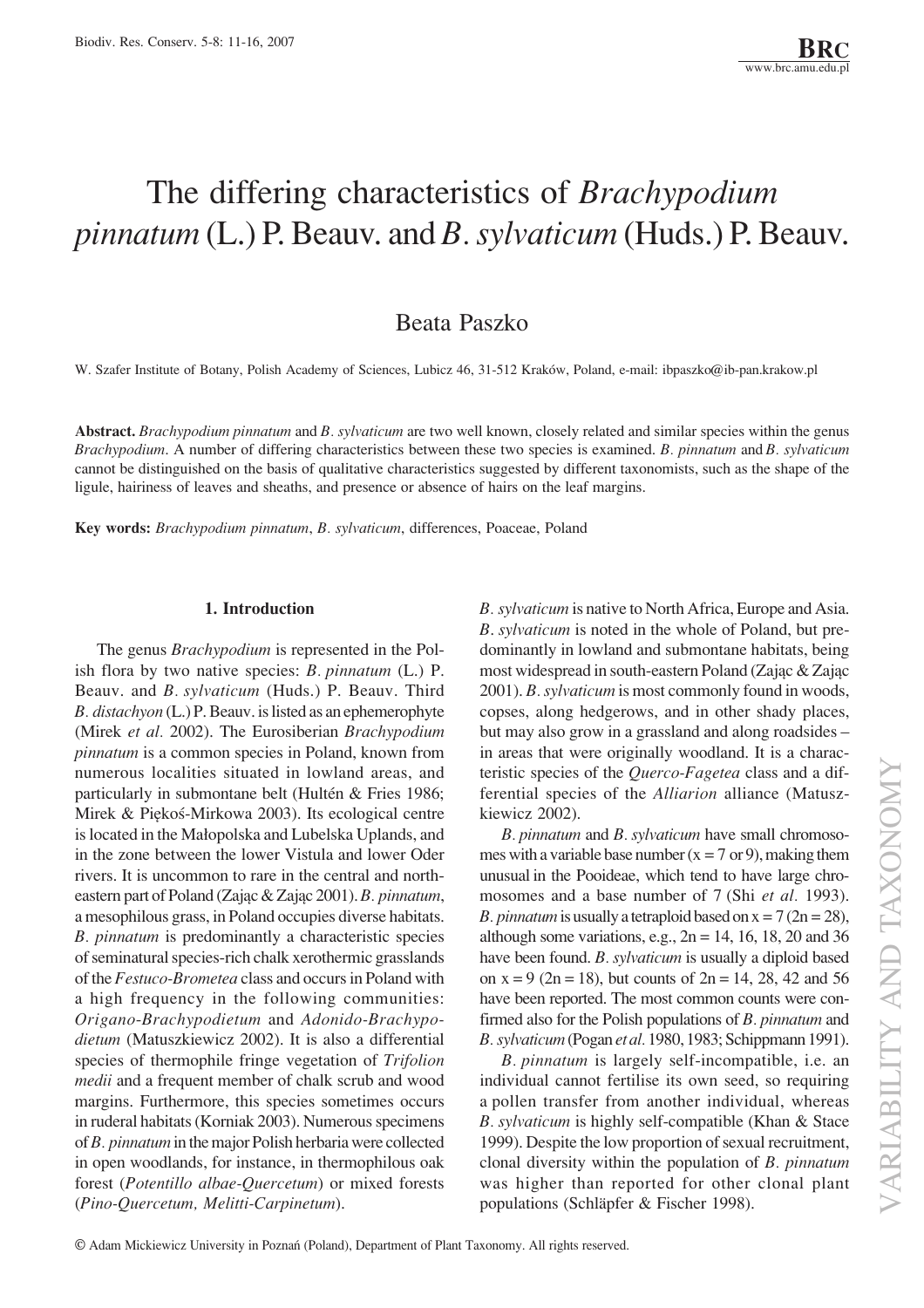# The differing characteristics of *Brachypodium pinnatum* (L.) P. Beauv. and *B. sylvaticum* (Huds.) P. Beauv.

Beata Paszko

W. Szafer Institute of Botany, Polish Academy of Sciences, Lubicz 46, 31-512 Kraków, Poland, e-mail: ibpaszko@ib-pan.krakow.pl

**Abstract.** *Brachypodium pinnatum* and *B. sylvaticum* are two well known, closely related and similar species within the genus *Brachypodium*. A number of differing characteristics between these two species is examined. *B. pinnatum* and *B. sylvaticum* cannot be distinguished on the basis of qualitative characteristics suggested by different taxonomists, such as the shape of the ligule, hairiness of leaves and sheaths, and presence or absence of hairs on the leaf margins.

**Key words:** *Brachypodium pinnatum*, *B. sylvaticum*, differences, Poaceae, Poland

## 1. Introduction

The genus *Brachypodium* is represented in the Polish flora by two native species: *B. pinnatum* (L.) P. Beauv. and *B. sylvaticum* (Huds.) P. Beauv. Third *B. distachyon* (L.) P. Beauv. is listed as an ephemerophyte (Mirek *et al.* 2002). The Eurosiberian *Brachypodium pinnatum* is a common species in Poland, known from numerous localities situated in lowland areas, and particularly in submontane belt (Hultén & Fries 1986; Mirek & Piękoś-Mirkowa 2003). Its ecological centre is located in the Małopolska and Lubelska Uplands, and in the zone between the lower Vistula and lower Oder rivers. It is uncommon to rare in the central and north-eastern part of Poland (Zając & Zając 2001). *B. pinnatum*, a mesophilous grass, in Poland occupies diverse habitats. *B. pinnatum* is predominantly a characteristic species of seminatural species-rich chalk xerothermic grasslands of the *Festuco-Brometea* class and occurs in Poland with a high frequency in the following communities: *Origano-Brachypodietum* and *Adonido-Brachypodietum* (Matuszkiewicz 2002). It is also a differential species of thermophile fringe vegetation of *Trifolion medii* and a frequent member of chalk scrub and wood margins. Furthermore, this species sometimes occurs in ruderal habitats (Korniak 2003). Numerous specimens of *B. pinnatum* in the major Polish herbaria were collected in open woodlands, for instance, in thermophilous oak forest (*Potentillo albae-Quercetum*) or mixed forests (*Pino-Quercetum, Melitti-Carpinetum*).

*B. sylvaticum* is native to North Africa, Europe and Asia. *B. sylvaticum* is noted in the whole of Poland, but predominantly in lowland and submontane habitats, being most widespread in south-eastern Poland (Zając & Zając 2001). *B. sylvaticum* is most commonly found in woods, copses, along hedgerows, and in other shady places, but may also grow in a grassland and along roadsides – in areas that were originally woodland. It is a characteristic species of the *Querco-Fagetea* class and a differential species of the *Alliarion* alliance (Matuszkiewicz 2002).

*B. pinnatum* and *B. sylvaticum* have small chromosomes with a variable base number ($x = 7$ or $9$), making them unusual in the Pooideae, which tend to have large chromosomes and a base number of 7 (Shi *et al.* 1993). *B. pinnatum* is usually a tetraploid based on $x = 7$ ($2n = 28$), although some variations, e.g., $2n = 14$, 16, 18, 20 and 36 have been found. *B. sylvaticum* is usually a diploid based on $x = 9$ ($2n = 18$), but counts of $2n = 14$, 28, 42 and 56 have been reported. The most common counts were confirmed also for the Polish populations of *B. pinnatum* and *B. sylvaticum* (Pogan *et al.* 1980, 1983; Schippmann 1991).

*B. pinnatum* is largely self-incompatible, i.e. an individual cannot fertilise its own seed, so requiring a pollen transfer from another individual, whereas *B. sylvaticum* is highly self-compatible (Khan & Stace 1999). Despite the low proportion of sexual recruitment, clonal diversity within the population of *B. pinnatum* was higher than reported for other clonal plant populations (Schläpfer & Fischer 1998).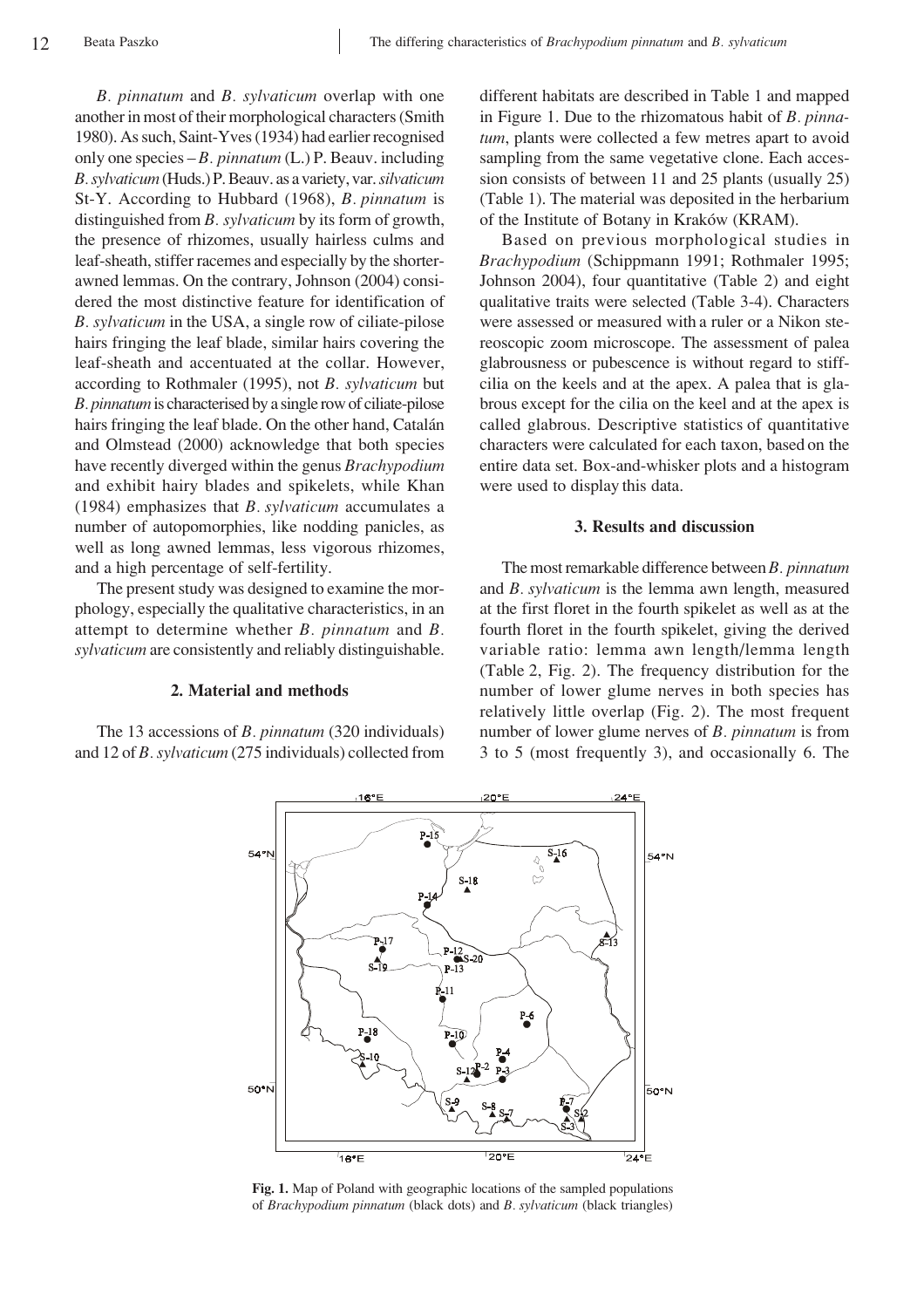*B. pinnatum* and *B. sylvaticum* overlap with one another in most of their morphological characters (Smith 1980). As such, Saint-Yves (1934) had earlier recognised only one species – *B. pinnatum* (L.) P. Beauv. including *B. sylvaticum* (Huds.) P. Beauv. as a variety, var. *silvaticum* St-Y. According to Hubbard (1968), *B. pinnatum* is distinguished from *B. sylvaticum* by its form of growth, the presence of rhizomes, usually hairless culms and leaf-sheath, stiffer racemes and especially by the shorter-awned lemmas. On the contrary, Johnson (2004) considered the most distinctive feature for identification of *B. sylvaticum* in the USA, a single row of ciliate-pilose hairs fringing the leaf blade, similar hairs covering the leaf-sheath and accentuated at the collar. However, according to Rothmaler (1995), not *B. sylvaticum* but *B. pinnatum* is characterised by a single row of ciliate-pilose hairs fringing the leaf blade. On the other hand, Catalán and Olmstead (2000) acknowledge that both species have recently diverged within the genus *Brachypodium* and exhibit hairy blades and spikelets, while Khan (1984) emphasizes that *B. sylvaticum* accumulates a number of autopomorphies, like nodding panicles, as well as long awned lemmas, less vigorous rhizomes, and a high percentage of self-fertility.

The present study was designed to examine the morphology, especially the qualitative characteristics, in an attempt to determine whether *B. pinnatum* and *B. sylvaticum* are consistently and reliably distinguishable.

## 2. Material and methods

The 13 accessions of *B. pinnatum* (320 individuals) and 12 of *B. sylvaticum* (275 individuals) collected from different habitats are described in Table 1 and mapped in Figure 1. Due to the rhizomatous habit of *B. pinnatum*, plants were collected a few metres apart to avoid sampling from the same vegetative clone. Each accession consists of between 11 and 25 plants (usually 25) (Table 1). The material was deposited in the herbarium of the Institute of Botany in Kraków (KRAM).

Based on previous morphological studies in *Brachypodium* (Schippmann 1991; Rothmaler 1995; Johnson 2004), four quantitative (Table 2) and eight qualitative traits were selected (Table 3-4). Characters were assessed or measured with a ruler or a Nikon stereoscopic zoom microscope. The assessment of palea glabrousness or pubescence is without regard to stiff-cilia on the keels and at the apex. A palea that is glabrous except for the cilia on the keel and at the apex is called glabrous. Descriptive statistics of quantitative characters were calculated for each taxon, based on the entire data set. Box-and-whisker plots and a histogram were used to display this data.

## 3. Results and discussion

The most remarkable difference between *B. pinnatum* and *B. sylvaticum* is the lemma awn length, measured at the first floret in the fourth spikelet as well as at the fourth floret in the fourth spikelet, giving the derived variable ratio: lemma awn length/lemma length (Table 2, Fig. 2). The frequency distribution for the number of lower glume nerves in both species has relatively little overlap (Fig. 2). The most frequent number of lower glume nerves of *B. pinnatum* is from 3 to 5 (most frequently 3), and occasionally 6. The

**Fig. 1.** Map of Poland with geographic locations of the sampled populations of *Brachypodium pinnatum* (black dots) and *B. sylvaticum* (black triangles)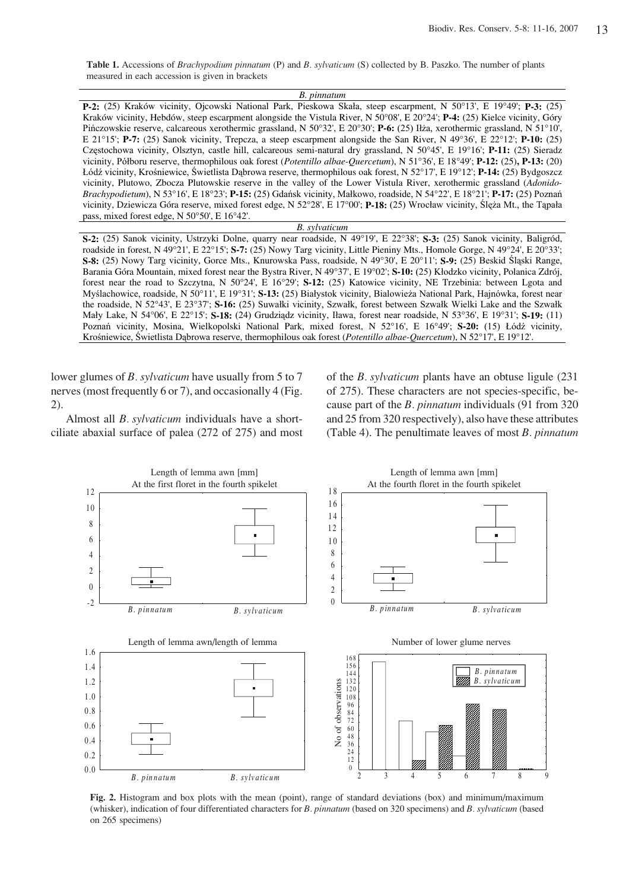**Table 1.** Accessions of *Brachypodium pinnatum* (P) and *B. sylvaticum* (S) collected by B. Paszko. The number of plants measured in each accession is given in brackets

| *B. pinnatum* |
|---|
| **P-2:** (25) Kraków vicinity, Ojcowski National Park, Pieskowa Skała, steep escarpment, N 50°13', E 19°49'; **P-3:** (25) Kraków vicinity, Hebdów, steep escarpment alongside the Vistula River, N 50°08', E 20°24'; **P-4:** (25) Kielce vicinity, Góry Pińczowskie reserve, calcareous xerothermic grassland, N 50°32', E 20°30'; **P-6:** (25) Iłża, xerothermic grassland, N 51°10', E 21°15'; **P-7:** (25) Sanok vicinity, Trepcza, a steep escarpment alongside the San River, N 49°36', E 22°12'; **P-10:** (25) Częstochowa vicinity, Olsztyn, castle hill, calcareous semi-natural dry grassland, N 50°45', E 19°16'; **P-11:** (25) Sieradz vicinity, Półboru reserve, thermophilous oak forest (*Potentillo albae-Quercetum*), N 51°36', E 18°49'; **P-12:** (25)**, P-13:** (20) Łódź vicinity, Krośniewice, Świetlista Dąbrowa reserve, thermophilous oak forest, N 52°17', E 19°12'; **P-14:** (25) Bydgoszcz vicinity, Plutowo, Zbocza Plutowskie reserve in the valley of the Lower Vistula River, xerothermic grassland (*Adonido-Brachypodietum*), N 53°16', E 18°23'; **P-15:** (25) Gdańsk vicinity, Małkowo, roadside, N 54°22', E 18°21'; **P-17:** (25) Poznań vicinity, Dziewicza Góra reserve, mixed forest edge, N 52°28', E 17°00'; **P-18:** (25) Wrocław vicinity, Ślęża Mt., the Tąpała pass, mixed forest edge, N 50°50', E 16°42'. |
| *B. sylvaticum* |
| **S-2:** (25) Sanok vicinity, Ustrzyki Dolne, quarry near roadside, N 49°19', E 22°38'; **S-3:** (25) Sanok vicinity, Baligród, roadside in forest, N 49°21', E 22°15'; **S-7:** (25) Nowy Targ vicinity, Little Pieniny Mts., Homole Gorge, N 49°24', E 20°33'; **S-8:** (25) Nowy Targ vicinity, Gorce Mts., Knurowska Pass, roadside, N 49°30', E 20°11'; **S-9:** (25) Beskid Śląski Range, Barania Góra Mountain, mixed forest near the Bystra River, N 49°37', E 19°02'; **S-10:** (25) Kłodzko vicinity, Polanica Zdrój, forest near the road to Szczytna, N 50°24', E 16°29'; **S-12:** (25) Katowice vicinity, NE Trzebinia: between Lgota and Myślachowice, roadside, N 50°11', E 19°31'; **S-13:** (25) Białystok vicinity, Bialowieża National Park, Hajnówka, forest near the roadside, N 52°43', E 23°37'; **S-16:** (25) Suwałki vicinity, Szwałk, forest between Szwałk Wielki Lake and the Szwałk Mały Lake, N 54°06', E 22°15'; **S-18:** (24) Grudziądz vicinity, Iława, forest near roadside, N 53°36', E 19°31'; **S-19:** (11) Poznań vicinity, Mosina, Wielkopolski National Park, mixed forest, N 52°16', E 16°49'; **S-20:** (15) Łódź vicinity, Krośniewice, Świetlista Dąbrowa reserve, thermophilous oak forest (*Potentillo albae-Quercetum*), N 52°17', E 19°12'. |

lower glumes of *B. sylvaticum* have usually from 5 to 7 nerves (most frequently 6 or 7), and occasionally 4 (Fig. 2).

Almost all *B. sylvaticum* individuals have a short-ciliate abaxial surface of palea (272 of 275) and most of the *B. sylvaticum* plants have an obtuse ligule (231 of 275). These characters are not species-specific, because part of the *B. pinnatum* individuals (91 from 320 and 25 from 320 respectively), also have these attributes (Table 4). The penultimate leaves of most *B. pinnatum*

**Fig. 2.** Histogram and box plots with the mean (point), range of standard deviations (box) and minimum/maximum (whisker), indication of four differentiated characters for *B. pinnatum* (based on 320 specimens) and *B. sylvaticum* (based on 265 specimens)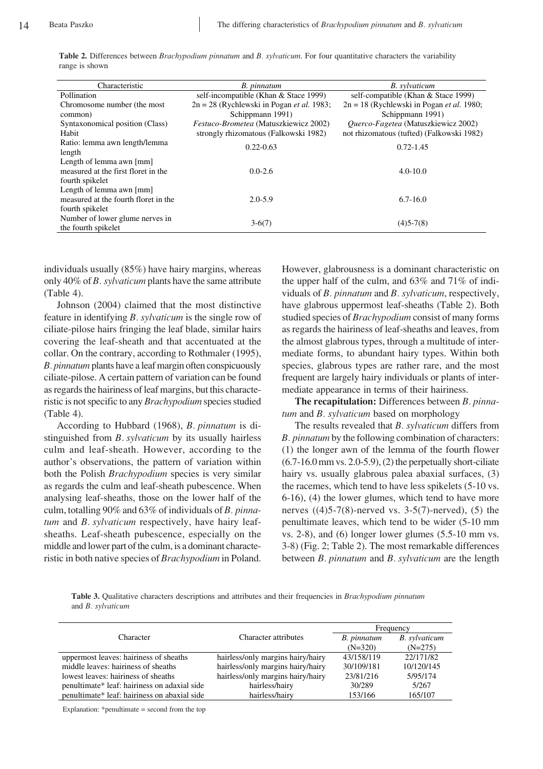**Table 2.** Differences between *Brachypodium pinnatum* and *B. sylvaticum*. For four quantitative characters the variability range is shown

| Characteristic | *B. pinnatum* | *B. sylvaticum* |
|---|---|---|
| Pollination | self-incompatible (Khan & Stace 1999) | self-compatible (Khan & Stace 1999) |
| Chromosome number (the most common) | 2n = 28 (Rychlewski in Pogan *et al.* 1983; Schippmann 1991) | 2n = 18 (Rychlewski in Pogan *et al.* 1980; Schippmann 1991) |
| Syntaxonomical position (Class) | *Festuco-Brometea* (Matuszkiewicz 2002) | *Querco-Fagetea* (Matuszkiewicz 2002) |
| Habit | strongly rhizomatous (Falkowski 1982) | not rhizomatous (tufted) (Falkowski 1982) |
| Ratio: lemma awn length/lemma length | 0.22-0.63 | 0.72-1.45 |
| Length of lemma awn [mm] measured at the first floret in the fourth spikelet | 0.0-2.6 | 4.0-10.0 |
| Length of lemma awn [mm] measured at the fourth floret in the fourth spikelet | 2.0-5.9 | 6.7-16.0 |
| Number of lower glume nerves in the fourth spikelet | 3-6(7) | (4)5-7(8) |

individuals usually (85%) have hairy margins, whereas only 40% of *B. sylvaticum* plants have the same attribute (Table 4).

Johnson (2004) claimed that the most distinctive feature in identifying *B. sylvaticum* is the single row of ciliate-pilose hairs fringing the leaf blade, similar hairs covering the leaf-sheath and that accentuated at the collar. On the contrary, according to Rothmaler (1995), *B. pinnatum* plants have a leaf margin often conspicuously ciliate-pilose. A certain pattern of variation can be found as regards the hairiness of leaf margins, but this characteristic is not specific to any *Brachypodium* species studied (Table 4).

According to Hubbard (1968), *B. pinnatum* is distinguished from *B. sylvaticum* by its usually hairless culm and leaf-sheath. However, according to the author's observations, the pattern of variation within both the Polish *Brachypodium* species is very similar as regards the culm and leaf-sheath pubescence. When analysing leaf-sheaths, those on the lower half of the culm, totalling 90% and 63% of individuals of *B. pinnatum* and *B. sylvaticum* respectively, have hairy leaf-sheaths. Leaf-sheath pubescence, especially on the middle and lower part of the culm, is a dominant characteristic in both native species of *Brachypodium* in Poland. However, glabrousness is a dominant characteristic on the upper half of the culm, and 63% and 71% of individuals of *B. pinnatum* and *B. sylvaticum*, respectively, have glabrous uppermost leaf-sheaths (Table 2). Both studied species of *Brachypodium* consist of many forms as regards the hairiness of leaf-sheaths and leaves, from the almost glabrous types, through a multitude of intermediate forms, to abundant hairy types. Within both species, glabrous types are rather rare, and the most frequent are largely hairy individuals or plants of intermediate appearance in terms of their hairiness.

**The recapitulation:** Differences between *B. pinnatum* and *B. sylvaticum* based on morphology

The results revealed that *B. sylvaticum* differs from *B. pinnatum* by the following combination of characters: (1) the longer awn of the lemma of the fourth flower (6.7-16.0 mm vs. 2.0-5.9), (2) the perpetually short-ciliate hairy vs. usually glabrous palea abaxial surfaces, (3) the racemes, which tend to have less spikelets (5-10 vs. 6-16), (4) the lower glumes, which tend to have more nerves ((4)5-7(8)-nerved vs. 3-5(7)-nerved), (5) the penultimate leaves, which tend to be wider (5-10 mm vs. 2-8), and (6) longer lower glumes (5.5-10 mm vs. 3-8) (Fig. 2; Table 2). The most remarkable differences between *B. pinnatum* and *B. sylvaticum* are the length

**Table 3.** Qualitative characters descriptions and attributes and their frequencies in *Brachypodium pinnatum* and *B. sylvaticum*

| Character | Character attributes | Frequency | |
|---|---|---|---|
| | | *B. pinnatum* (N=320) | *B. sylvaticum* (N=275) |
| uppermost leaves: hairiness of sheaths | hairless/only margins hairy/hairy | 43/158/119 | 22/171/82 |
| middle leaves: hairiness of sheaths | hairless/only margins hairy/hairy | 30/109/181 | 10/120/145 |
| lowest leaves: hairiness of sheaths | hairless/only margins hairy/hairy | 23/81/216 | 5/95/174 |
| penultimate* leaf: hairiness on adaxial side | hairless/hairy | 30/289 | 5/267 |
| penultimate* leaf: hairiness on abaxial side | hairless/hairy | 153/166 | 165/107 |

Explanation: *penultimate = second from the top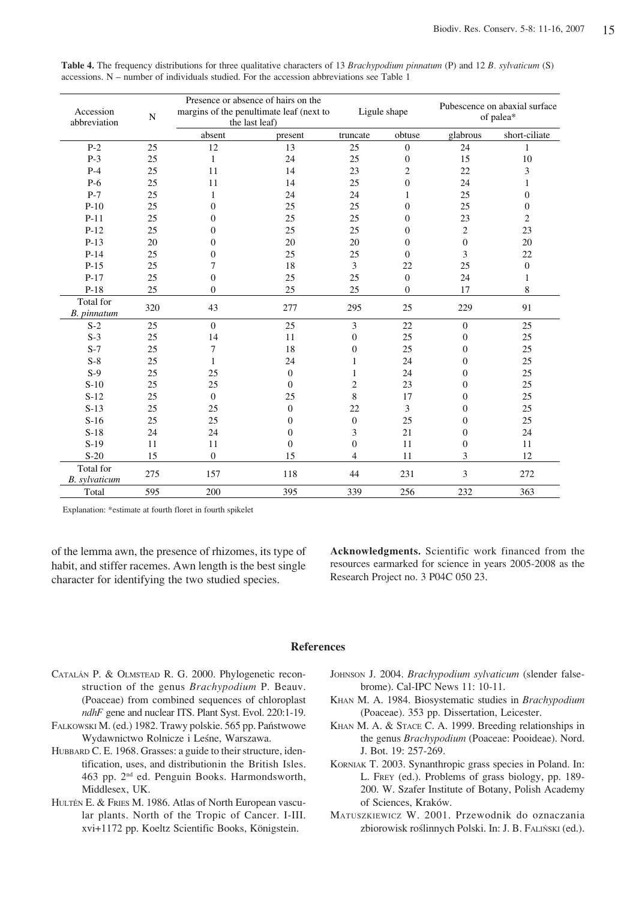**Table 4.** The frequency distributions for three qualitative characters of 13 *Brachypodium pinnatum* (P) and 12 *B. sylvaticum* (S) accessions. N – number of individuals studied. For the accession abbreviations see Table 1

| Accession abbreviation | N | Presence or absence of hairs on the margins of the penultimate leaf (next to the last leaf) | | Ligule shape | | Pubescence on abaxial surface of palea* | |
|---|---|---|---|---|---|---|---|
| | | absent | present | truncate | obtuse | glabrous | short-ciliate |
| P-2 | 25 | 12 | 13 | 25 | 0 | 24 | 1 |
| P-3 | 25 | 1 | 24 | 25 | 0 | 15 | 10 |
| P-4 | 25 | 11 | 14 | 23 | 2 | 22 | 3 |
| P-6 | 25 | 11 | 14 | 25 | 0 | 24 | 1 |
| P-7 | 25 | 1 | 24 | 24 | 1 | 25 | 0 |
| P-10 | 25 | 0 | 25 | 25 | 0 | 25 | 0 |
| P-11 | 25 | 0 | 25 | 25 | 0 | 23 | 2 |
| P-12 | 25 | 0 | 25 | 25 | 0 | 2 | 23 |
| P-13 | 20 | 0 | 20 | 20 | 0 | 0 | 20 |
| P-14 | 25 | 0 | 25 | 25 | 0 | 3 | 22 |
| P-15 | 25 | 7 | 18 | 3 | 22 | 25 | 0 |
| P-17 | 25 | 0 | 25 | 25 | 0 | 24 | 1 |
| P-18 | 25 | 0 | 25 | 25 | 0 | 17 | 8 |
| Total for *B. pinnatum* | 320 | 43 | 277 | 295 | 25 | 229 | 91 |
| S-2 | 25 | 0 | 25 | 3 | 22 | 0 | 25 |
| S-3 | 25 | 14 | 11 | 0 | 25 | 0 | 25 |
| S-7 | 25 | 7 | 18 | 0 | 25 | 0 | 25 |
| S-8 | 25 | 1 | 24 | 1 | 24 | 0 | 25 |
| S-9 | 25 | 25 | 0 | 1 | 24 | 0 | 25 |
| S-10 | 25 | 25 | 0 | 2 | 23 | 0 | 25 |
| S-12 | 25 | 0 | 25 | 8 | 17 | 0 | 25 |
| S-13 | 25 | 25 | 0 | 22 | 3 | 0 | 25 |
| S-16 | 25 | 25 | 0 | 0 | 25 | 0 | 25 |
| S-18 | 24 | 24 | 0 | 3 | 21 | 0 | 24 |
| S-19 | 11 | 11 | 0 | 0 | 11 | 0 | 11 |
| S-20 | 15 | 0 | 15 | 4 | 11 | 3 | 12 |
| Total for *B. sylvaticum* | 275 | 157 | 118 | 44 | 231 | 3 | 272 |
| Total | 595 | 200 | 395 | 339 | 256 | 232 | 363 |

Explanation: *estimate at fourth floret in fourth spikelet

of the lemma awn, the presence of rhizomes, its type of habit, and stiffer racemes. Awn length is the best single character for identifying the two studied species.

**Acknowledgments.** Scientific work financed from the resources earmarked for science in years 2005-2008 as the Research Project no. 3 P04C 050 23.

## References

Catalán P. & Olmstead R. G. 2000. Phylogenetic reconstruction of the genus *Brachypodium* P. Beauv. (Poaceae) from combined sequences of chloroplast *ndhF* gene and nuclear ITS. Plant Syst. Evol. 220:1-19.

Falkowski M. (ed.) 1982. Trawy polskie. 565 pp. Państwowe Wydawnictwo Rolnicze i Leśne, Warszawa.

Hubbard C. E. 1968. Grasses: a guide to their structure, identification, uses, and distributionin the British Isles. 463 pp. 2nd ed. Penguin Books. Harmondsworth, Middlesex, UK.

Hultén E. & Fries M. 1986. Atlas of North European vascular plants. North of the Tropic of Cancer. I-III. xvi+1172 pp. Koeltz Scientific Books, Königstein.

Johnson J. 2004. *Brachypodium sylvaticum* (slender false-brome). Cal-IPC News 11: 10-11.

Khan M. A. 1984. Biosystematic studies in *Brachypodium* (Poaceae). 353 pp. Dissertation, Leicester.

Khan M. A. & Stace C. A. 1999. Breeding relationships in the genus *Brachypodium* (Poaceae: Pooideae). Nord. J. Bot. 19: 257-269.

Korniak T. 2003. Synanthropic grass species in Poland. In: L. Frey (ed.). Problems of grass biology, pp. 189-200. W. Szafer Institute of Botany, Polish Academy of Sciences, Kraków.

Matuszkiewicz W. 2001. Przewodnik do oznaczania zbiorowisk roślinnych Polski. In: J. B. Faliński (ed.).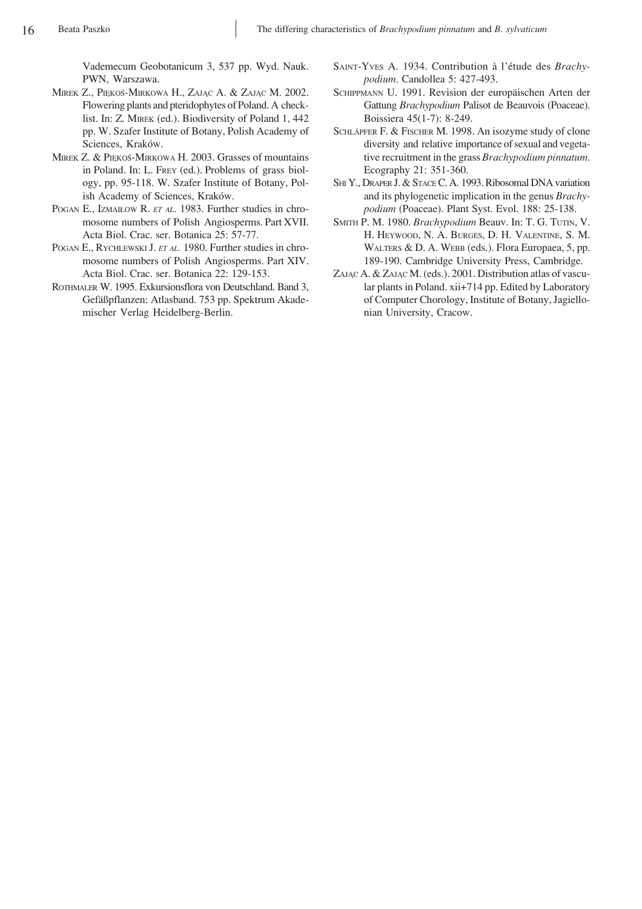Vademecum Geobotanicum 3, 537 pp. Wyd. Nauk. PWN, Warszawa.

MIREK Z., PIĘKOŚ-MIRKOWA H., ZAJĄC A. & ZAJĄC M. 2002. Flowering plants and pteridophytes of Poland. A checklist. In: Z. MIREK (ed.). Biodiversity of Poland 1, 442 pp. W. Szafer Institute of Botany, Polish Academy of Sciences, Kraków.

MIREK Z. & PIĘKOŚ-MIRKOWA H. 2003. Grasses of mountains in Poland. In: L. FREY (ed.). Problems of grass biology, pp. 95-118. W. Szafer Institute of Botany, Polish Academy of Sciences, Kraków.

POGAN E., IZMAIŁOW R. *ET AL.* 1983. Further studies in chromosome numbers of Polish Angiosperms. Part XVII. Acta Biol. Crac. ser. Botanica 25: 57-77.

POGAN E., RYCHLEWSKI J. *ET AL.* 1980. Further studies in chromosome numbers of Polish Angiosperms. Part XIV. Acta Biol. Crac. ser. Botanica 22: 129-153.

ROTHMALER W. 1995. Exkursionsflora von Deutschland. Band 3, Gefäßpflanzen: Atlasband. 753 pp. Spektrum Akademischer Verlag Heidelberg-Berlin.

SAINT-YVES A. 1934. Contribution à l'étude des *Brachypodium*. Candollea 5: 427-493.

SCHIPPMANN U. 1991. Revision der europäischen Arten der Gattung *Brachypodium* Palisot de Beauvois (Poaceae). Boissiera 45(1-7): 8-249.

SCHLÄPFER F. & FISCHER M. 1998. An isozyme study of clone diversity and relative importance of sexual and vegetative recruitment in the grass *Brachypodium pinnatum*. Ecography 21: 351-360.

SHI Y., DRAPER J. & STACE C. A. 1993. Ribosomal DNA variation and its phylogenetic implication in the genus *Brachypodium* (Poaceae). Plant Syst. Evol. 188: 25-138.

SMITH P. M. 1980. *Brachypodium* Beauv. In: T. G. TUTIN, V. H. HEYWOOD, N. A. BURGES, D. H. VALENTINE, S. M. WALTERS & D. A. WEBB (eds.). Flora Europaea, 5, pp. 189-190. Cambridge University Press, Cambridge.

ZAJĄC A. & ZAJĄC M. (eds.). 2001. Distribution atlas of vascular plants in Poland. xii+714 pp. Edited by Laboratory of Computer Chorology, Institute of Botany, Jagiellonian University, Cracow.